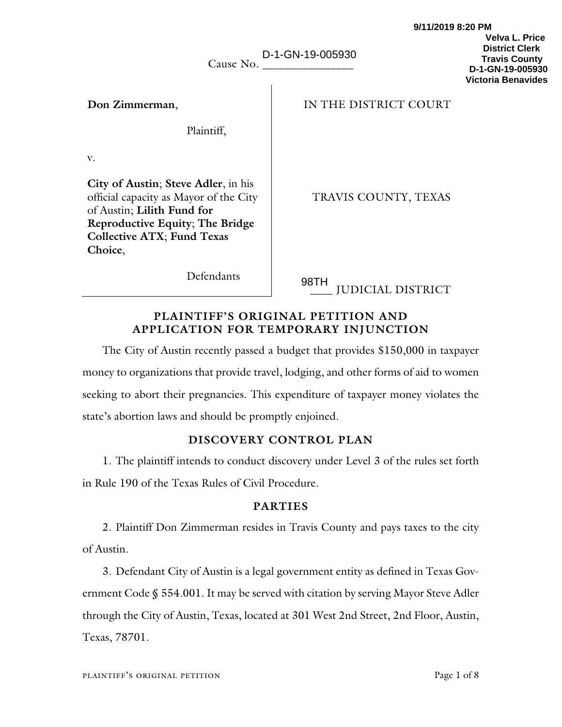9/11/2019 8:20 PM
Velva L. Price
District Clerk
Travis County
D-1-GN-19-005930
Victoria Benavides

Cause No. D-1-GN-19-005930

| | |
|---|---|
| **Don Zimmerman**,<br><br>Plaintiff,<br><br>v.<br><br>**City of Austin**; **Steve Adler**, in his official capacity as Mayor of the City of Austin; **Lilith Fund for Reproductive Equity**; **The Bridge Collective ATX**; **Fund Texas Choice**,<br><br>Defendants | IN THE DISTRICT COURT<br><br>TRAVIS COUNTY, TEXAS<br><br>98TH JUDICIAL DISTRICT |

# PLAINTIFF'S ORIGINAL PETITION AND APPLICATION FOR TEMPORARY INJUNCTION

The City of Austin recently passed a budget that provides $150,000 in taxpayer money to organizations that provide travel, lodging, and other forms of aid to women seeking to abort their pregnancies. This expenditure of taxpayer money violates the state's abortion laws and should be promptly enjoined.

## DISCOVERY CONTROL PLAN

1. The plaintiff intends to conduct discovery under Level 3 of the rules set forth in Rule 190 of the Texas Rules of Civil Procedure.

## PARTIES

2. Plaintiff Don Zimmerman resides in Travis County and pays taxes to the city of Austin.

3. Defendant City of Austin is a legal government entity as defined in Texas Government Code § 554.001. It may be served with citation by serving Mayor Steve Adler through the City of Austin, Texas, located at 301 West 2nd Street, 2nd Floor, Austin, Texas, 78701.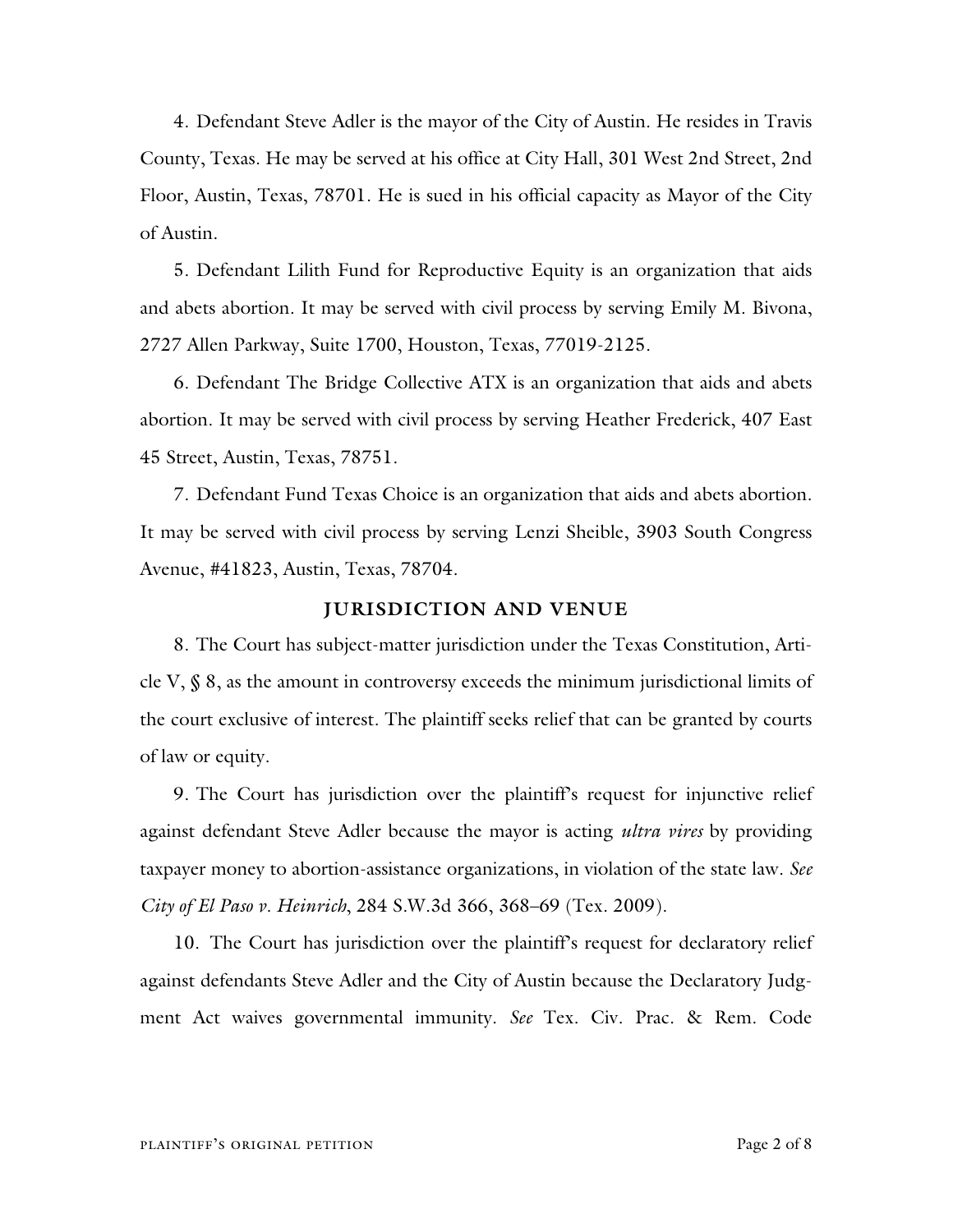4. Defendant Steve Adler is the mayor of the City of Austin. He resides in Travis County, Texas. He may be served at his office at City Hall, 301 West 2nd Street, 2nd Floor, Austin, Texas, 78701. He is sued in his official capacity as Mayor of the City of Austin.

5. Defendant Lilith Fund for Reproductive Equity is an organization that aids and abets abortion. It may be served with civil process by serving Emily M. Bivona, 2727 Allen Parkway, Suite 1700, Houston, Texas, 77019-2125.

6. Defendant The Bridge Collective ATX is an organization that aids and abets abortion. It may be served with civil process by serving Heather Frederick, 407 East 45 Street, Austin, Texas, 78751.

7. Defendant Fund Texas Choice is an organization that aids and abets abortion. It may be served with civil process by serving Lenzi Sheible, 3903 South Congress Avenue, #41823, Austin, Texas, 78704.

## JURISDICTION AND VENUE

8. The Court has subject-matter jurisdiction under the Texas Constitution, Article V, § 8, as the amount in controversy exceeds the minimum jurisdictional limits of the court exclusive of interest. The plaintiff seeks relief that can be granted by courts of law or equity.

9. The Court has jurisdiction over the plaintiff's request for injunctive relief against defendant Steve Adler because the mayor is acting *ultra vires* by providing taxpayer money to abortion-assistance organizations, in violation of the state law. *See City of El Paso v. Heinrich*, 284 S.W.3d 366, 368–69 (Tex. 2009).

10. The Court has jurisdiction over the plaintiff's request for declaratory relief against defendants Steve Adler and the City of Austin because the Declaratory Judgment Act waives governmental immunity. *See* Tex. Civ. Prac. & Rem. Code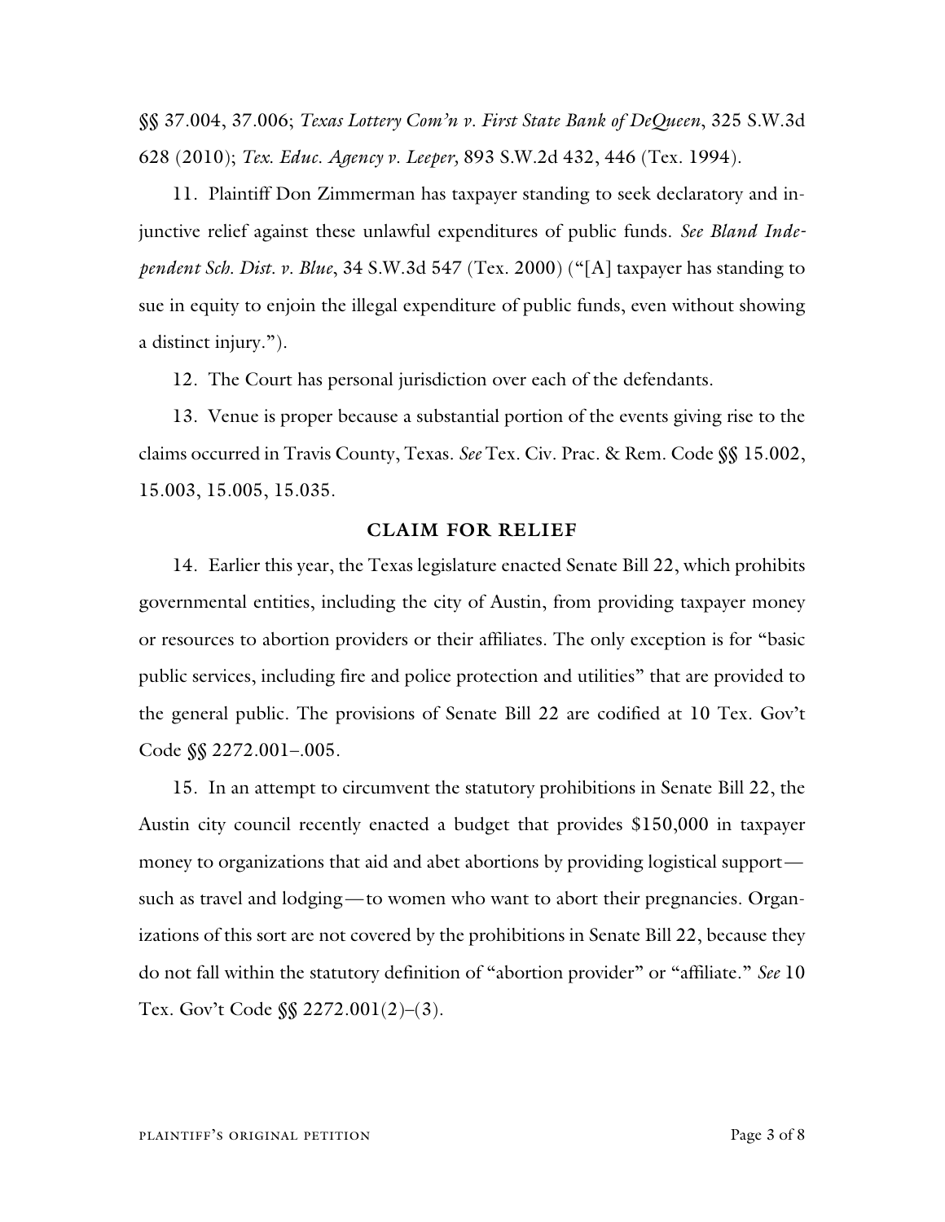§§ 37.004, 37.006; *Texas Lottery Com'n v. First State Bank of DeQueen*, 325 S.W.3d 628 (2010); *Tex. Educ. Agency v. Leeper,* 893 S.W.2d 432, 446 (Tex. 1994).

11. Plaintiff Don Zimmerman has taxpayer standing to seek declaratory and injunctive relief against these unlawful expenditures of public funds. *See Bland Independent Sch. Dist. v. Blue*, 34 S.W.3d 547 (Tex. 2000) ("[A] taxpayer has standing to sue in equity to enjoin the illegal expenditure of public funds, even without showing a distinct injury.").

12. The Court has personal jurisdiction over each of the defendants.

13. Venue is proper because a substantial portion of the events giving rise to the claims occurred in Travis County, Texas. *See* Tex. Civ. Prac. & Rem. Code §§ 15.002, 15.003, 15.005, 15.035.

## CLAIM FOR RELIEF

14. Earlier this year, the Texas legislature enacted Senate Bill 22, which prohibits governmental entities, including the city of Austin, from providing taxpayer money or resources to abortion providers or their affiliates. The only exception is for "basic public services, including fire and police protection and utilities" that are provided to the general public. The provisions of Senate Bill 22 are codified at 10 Tex. Gov't Code §§ 2272.001–.005.

15. In an attempt to circumvent the statutory prohibitions in Senate Bill 22, the Austin city council recently enacted a budget that provides $150,000 in taxpayer money to organizations that aid and abet abortions by providing logistical support—such as travel and lodging—to women who want to abort their pregnancies. Organizations of this sort are not covered by the prohibitions in Senate Bill 22, because they do not fall within the statutory definition of "abortion provider" or "affiliate." *See* 10 Tex. Gov't Code §§ 2272.001(2)–(3).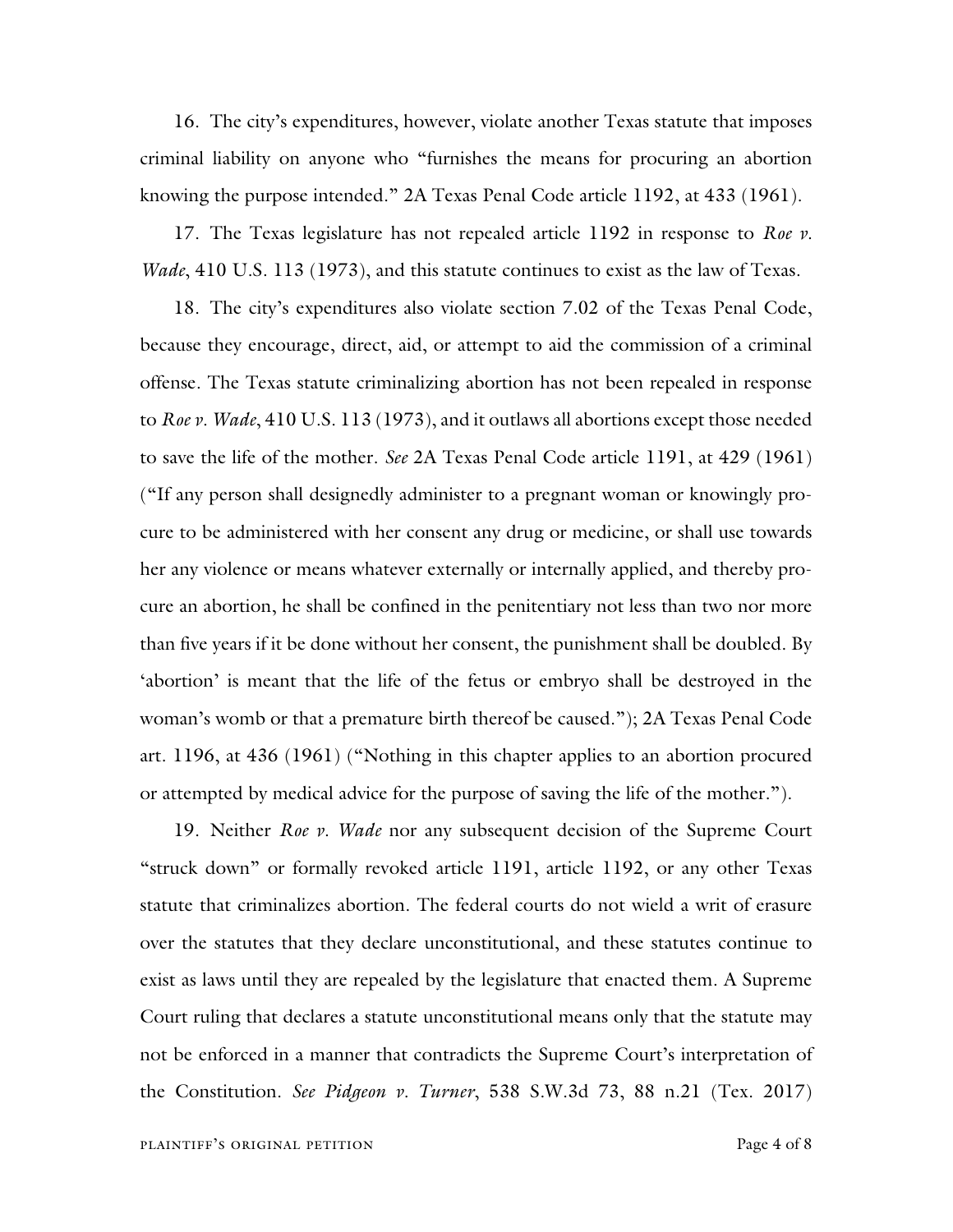16. The city's expenditures, however, violate another Texas statute that imposes criminal liability on anyone who "furnishes the means for procuring an abortion knowing the purpose intended." 2A Texas Penal Code article 1192, at 433 (1961).

17. The Texas legislature has not repealed article 1192 in response to *Roe v. Wade*, 410 U.S. 113 (1973), and this statute continues to exist as the law of Texas.

18. The city's expenditures also violate section 7.02 of the Texas Penal Code, because they encourage, direct, aid, or attempt to aid the commission of a criminal offense. The Texas statute criminalizing abortion has not been repealed in response to *Roe v. Wade*, 410 U.S. 113 (1973), and it outlaws all abortions except those needed to save the life of the mother. *See* 2A Texas Penal Code article 1191, at 429 (1961) ("If any person shall designedly administer to a pregnant woman or knowingly procure to be administered with her consent any drug or medicine, or shall use towards her any violence or means whatever externally or internally applied, and thereby procure an abortion, he shall be confined in the penitentiary not less than two nor more than five years if it be done without her consent, the punishment shall be doubled. By 'abortion' is meant that the life of the fetus or embryo shall be destroyed in the woman's womb or that a premature birth thereof be caused."); 2A Texas Penal Code art. 1196, at 436 (1961) ("Nothing in this chapter applies to an abortion procured or attempted by medical advice for the purpose of saving the life of the mother.").

19. Neither *Roe v. Wade* nor any subsequent decision of the Supreme Court "struck down" or formally revoked article 1191, article 1192, or any other Texas statute that criminalizes abortion. The federal courts do not wield a writ of erasure over the statutes that they declare unconstitutional, and these statutes continue to exist as laws until they are repealed by the legislature that enacted them. A Supreme Court ruling that declares a statute unconstitutional means only that the statute may not be enforced in a manner that contradicts the Supreme Court's interpretation of the Constitution. *See Pidgeon v. Turner*, 538 S.W.3d 73, 88 n.21 (Tex. 2017)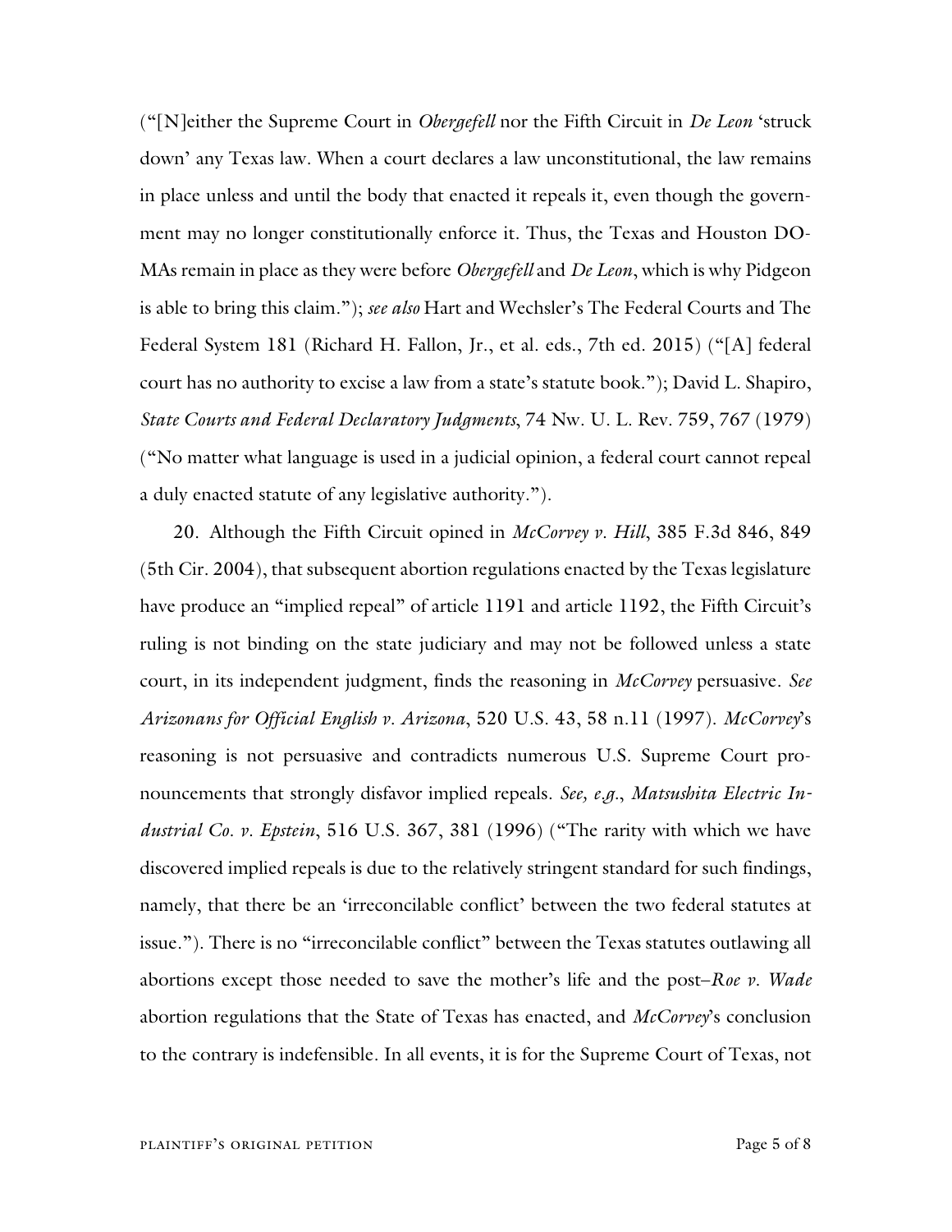("[N]either the Supreme Court in *Obergefell* nor the Fifth Circuit in *De Leon* 'struck down' any Texas law. When a court declares a law unconstitutional, the law remains in place unless and until the body that enacted it repeals it, even though the government may no longer constitutionally enforce it. Thus, the Texas and Houston DOMAs remain in place as they were before *Obergefell* and *De Leon*, which is why Pidgeon is able to bring this claim."); *see also* Hart and Wechsler's The Federal Courts and The Federal System 181 (Richard H. Fallon, Jr., et al. eds., 7th ed. 2015) ("[A] federal court has no authority to excise a law from a state's statute book."); David L. Shapiro, *State Courts and Federal Declaratory Judgments*, 74 Nw. U. L. Rev. 759, 767 (1979) ("No matter what language is used in a judicial opinion, a federal court cannot repeal a duly enacted statute of any legislative authority.").

20. Although the Fifth Circuit opined in *McCorvey v. Hill*, 385 F.3d 846, 849 (5th Cir. 2004), that subsequent abortion regulations enacted by the Texas legislature have produce an "implied repeal" of article 1191 and article 1192, the Fifth Circuit's ruling is not binding on the state judiciary and may not be followed unless a state court, in its independent judgment, finds the reasoning in *McCorvey* persuasive. *See Arizonans for Official English v. Arizona*, 520 U.S. 43, 58 n.11 (1997). *McCorvey*'s reasoning is not persuasive and contradicts numerous U.S. Supreme Court pronouncements that strongly disfavor implied repeals. *See, e.g.*, *Matsushita Electric Industrial Co. v. Epstein*, 516 U.S. 367, 381 (1996) ("The rarity with which we have discovered implied repeals is due to the relatively stringent standard for such findings, namely, that there be an 'irreconcilable conflict' between the two federal statutes at issue."). There is no "irreconcilable conflict" between the Texas statutes outlawing all abortions except those needed to save the mother's life and the post–*Roe v. Wade* abortion regulations that the State of Texas has enacted, and *McCorvey*'s conclusion to the contrary is indefensible. In all events, it is for the Supreme Court of Texas, not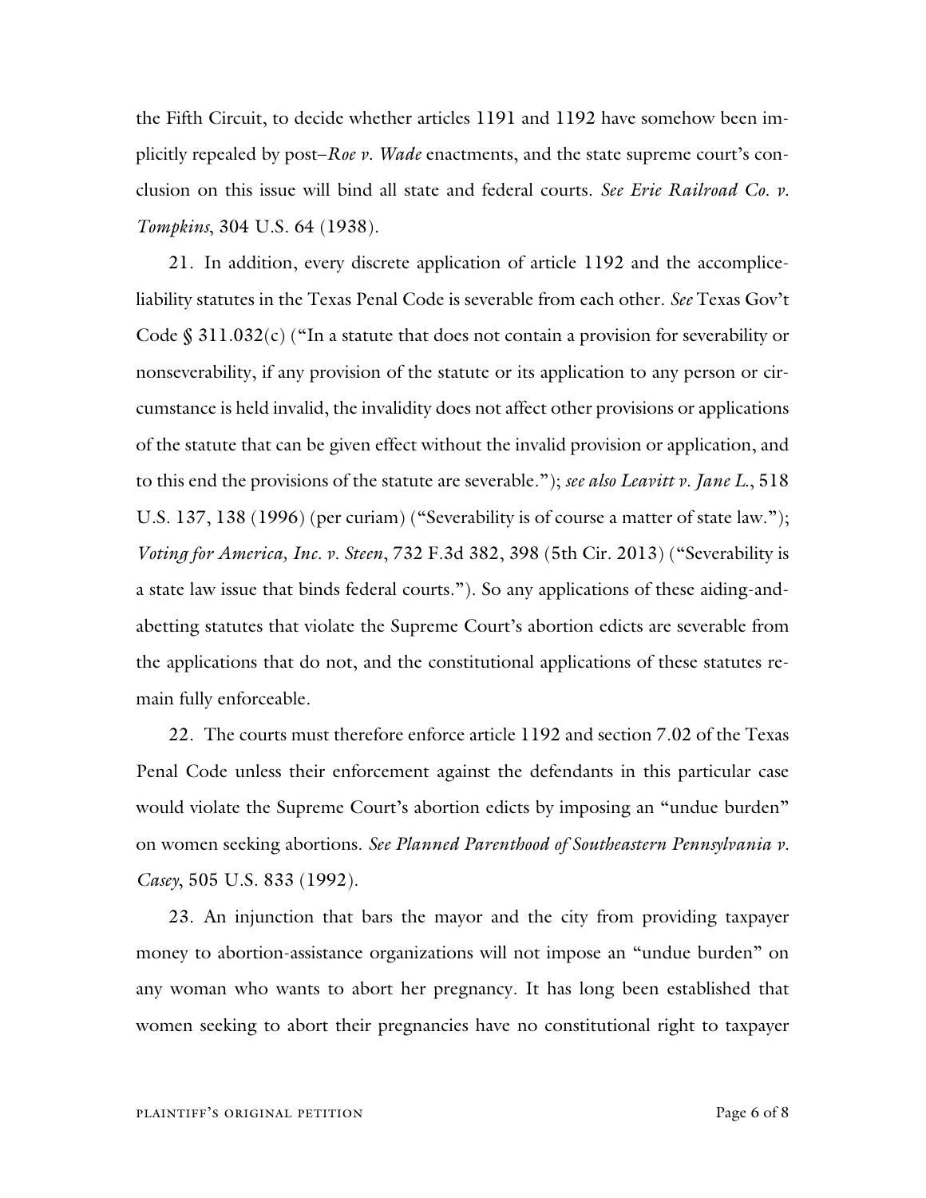the Fifth Circuit, to decide whether articles 1191 and 1192 have somehow been implicitly repealed by post–*Roe v. Wade* enactments, and the state supreme court's conclusion on this issue will bind all state and federal courts. *See Erie Railroad Co. v. Tompkins*, 304 U.S. 64 (1938).

21. In addition, every discrete application of article 1192 and the accomplice-liability statutes in the Texas Penal Code is severable from each other. *See* Texas Gov't Code § 311.032(c) ("In a statute that does not contain a provision for severability or nonseverability, if any provision of the statute or its application to any person or circumstance is held invalid, the invalidity does not affect other provisions or applications of the statute that can be given effect without the invalid provision or application, and to this end the provisions of the statute are severable."); *see also Leavitt v. Jane L.*, 518 U.S. 137, 138 (1996) (per curiam) ("Severability is of course a matter of state law."); *Voting for America, Inc. v. Steen*, 732 F.3d 382, 398 (5th Cir. 2013) ("Severability is a state law issue that binds federal courts."). So any applications of these aiding-and-abetting statutes that violate the Supreme Court's abortion edicts are severable from the applications that do not, and the constitutional applications of these statutes remain fully enforceable.

22. The courts must therefore enforce article 1192 and section 7.02 of the Texas Penal Code unless their enforcement against the defendants in this particular case would violate the Supreme Court's abortion edicts by imposing an "undue burden" on women seeking abortions. *See Planned Parenthood of Southeastern Pennsylvania v. Casey*, 505 U.S. 833 (1992).

23. An injunction that bars the mayor and the city from providing taxpayer money to abortion-assistance organizations will not impose an "undue burden" on any woman who wants to abort her pregnancy. It has long been established that women seeking to abort their pregnancies have no constitutional right to taxpayer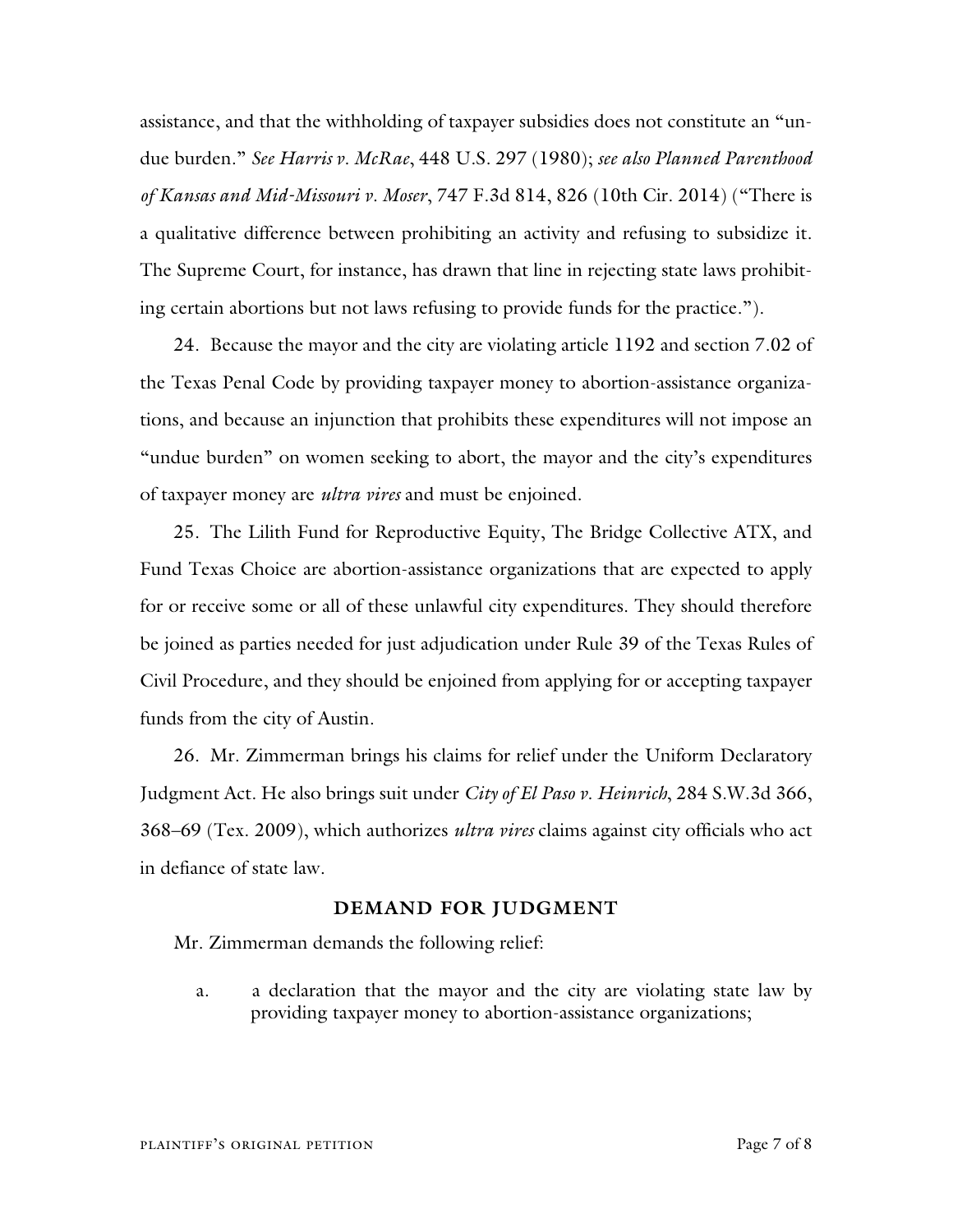assistance, and that the withholding of taxpayer subsidies does not constitute an "undue burden." *See Harris v. McRae*, 448 U.S. 297 (1980); *see also Planned Parenthood of Kansas and Mid-Missouri v. Moser*, 747 F.3d 814, 826 (10th Cir. 2014) ("There is a qualitative difference between prohibiting an activity and refusing to subsidize it. The Supreme Court, for instance, has drawn that line in rejecting state laws prohibiting certain abortions but not laws refusing to provide funds for the practice.").

24. Because the mayor and the city are violating article 1192 and section 7.02 of the Texas Penal Code by providing taxpayer money to abortion-assistance organizations, and because an injunction that prohibits these expenditures will not impose an "undue burden" on women seeking to abort, the mayor and the city's expenditures of taxpayer money are *ultra vires* and must be enjoined.

25. The Lilith Fund for Reproductive Equity, The Bridge Collective ATX, and Fund Texas Choice are abortion-assistance organizations that are expected to apply for or receive some or all of these unlawful city expenditures. They should therefore be joined as parties needed for just adjudication under Rule 39 of the Texas Rules of Civil Procedure, and they should be enjoined from applying for or accepting taxpayer funds from the city of Austin.

26. Mr. Zimmerman brings his claims for relief under the Uniform Declaratory Judgment Act. He also brings suit under *City of El Paso v. Heinrich*, 284 S.W.3d 366, 368–69 (Tex. 2009), which authorizes *ultra vires* claims against city officials who act in defiance of state law.

## DEMAND FOR JUDGMENT

Mr. Zimmerman demands the following relief:

a. a declaration that the mayor and the city are violating state law by providing taxpayer money to abortion-assistance organizations;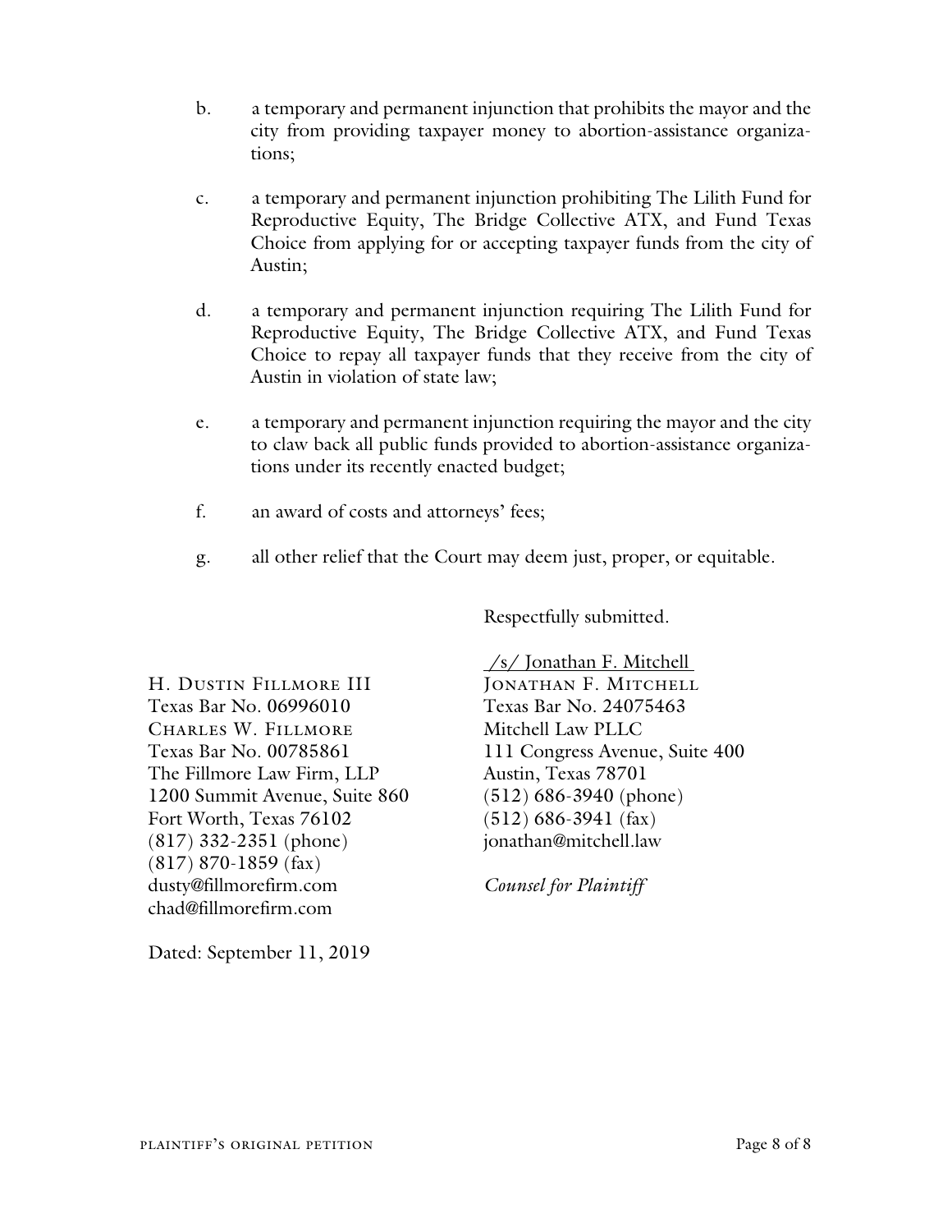b. a temporary and permanent injunction that prohibits the mayor and the city from providing taxpayer money to abortion-assistance organizations;

c. a temporary and permanent injunction prohibiting The Lilith Fund for Reproductive Equity, The Bridge Collective ATX, and Fund Texas Choice from applying for or accepting taxpayer funds from the city of Austin;

d. a temporary and permanent injunction requiring The Lilith Fund for Reproductive Equity, The Bridge Collective ATX, and Fund Texas Choice to repay all taxpayer funds that they receive from the city of Austin in violation of state law;

e. a temporary and permanent injunction requiring the mayor and the city to claw back all public funds provided to abortion-assistance organizations under its recently enacted budget;

f. an award of costs and attorneys' fees;

g. all other relief that the Court may deem just, proper, or equitable.

Respectfully submitted.

/s/ Jonathan F. Mitchell
JONATHAN F. MITCHELL
Texas Bar No. 24075463
Mitchell Law PLLC
111 Congress Avenue, Suite 400
Austin, Texas 78701
(512) 686-3940 (phone)
(512) 686-3941 (fax)
jonathan@mitchell.law

*Counsel for Plaintiff*

H. DUSTIN FILLMORE III
Texas Bar No. 06996010
CHARLES W. FILLMORE
Texas Bar No. 00785861
The Fillmore Law Firm, LLP
1200 Summit Avenue, Suite 860
Fort Worth, Texas 76102
(817) 332-2351 (phone)
(817) 870-1859 (fax)
dusty@fillmorefirm.com
chad@fillmorefirm.com

Dated: September 11, 2019